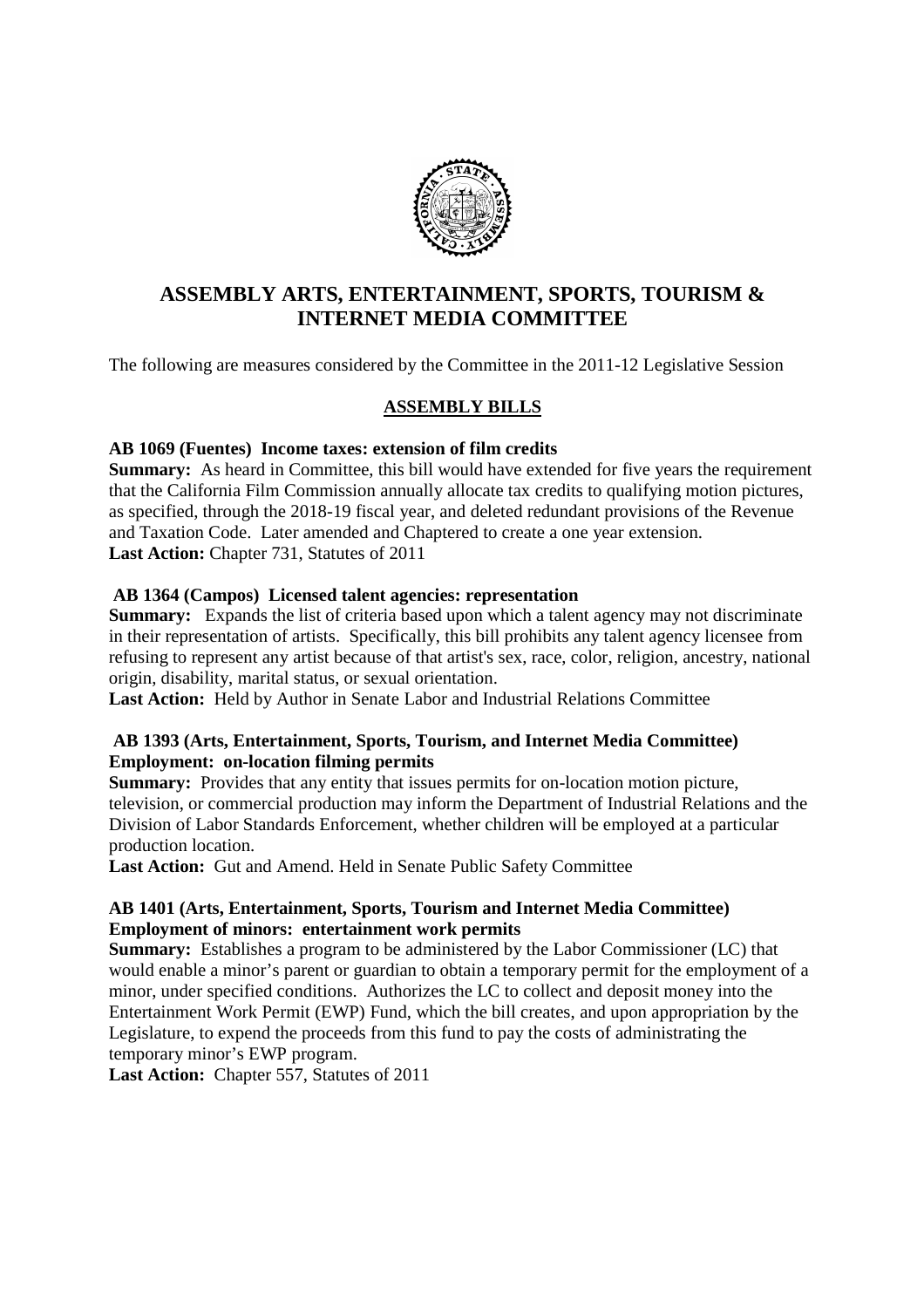# ASSEMBLY ARTS, ENTERTAINMENT, SPORTS, TOURISM & INTERNET MEDIA COMMITTEE

The following are measures considered by the Committee in the 2011-12 Legislative Session

## ASSEMBLY BILLS

**AB 1069 (Fuentes) Income taxes: extension of film credits**

**Summary:** As heard in Committee, this bill would have extended for five years the requirement that the California Film Commission annually allocate tax credits to qualifying motion pictures, as specified, through the 2018-19 fiscal year, and deleted redundant provisions of the Revenue and Taxation Code. Later amended and Chaptered to create a one year extension.

**Last Action:** Chapter 731, Statutes of 2011

**AB 1364 (Campos) Licensed talent agencies: representation**

**Summary:** Expands the list of criteria based upon which a talent agency may not discriminate in their representation of artists. Specifically, this bill prohibits any talent agency licensee from refusing to represent any artist because of that artist's sex, race, color, religion, ancestry, national origin, disability, marital status, or sexual orientation.

**Last Action:** Held by Author in Senate Labor and Industrial Relations Committee

**AB 1393 (Arts, Entertainment, Sports, Tourism, and Internet Media Committee) Employment: on-location filming permits**

**Summary:** Provides that any entity that issues permits for on-location motion picture, television, or commercial production may inform the Department of Industrial Relations and the Division of Labor Standards Enforcement, whether children will be employed at a particular production location.

**Last Action:** Gut and Amend. Held in Senate Public Safety Committee

**AB 1401 (Arts, Entertainment, Sports, Tourism and Internet Media Committee) Employment of minors: entertainment work permits**

**Summary:** Establishes a program to be administered by the Labor Commissioner (LC) that would enable a minor's parent or guardian to obtain a temporary permit for the employment of a minor, under specified conditions. Authorizes the LC to collect and deposit money into the Entertainment Work Permit (EWP) Fund, which the bill creates, and upon appropriation by the Legislature, to expend the proceeds from this fund to pay the costs of administrating the temporary minor's EWP program.

**Last Action:** Chapter 557, Statutes of 2011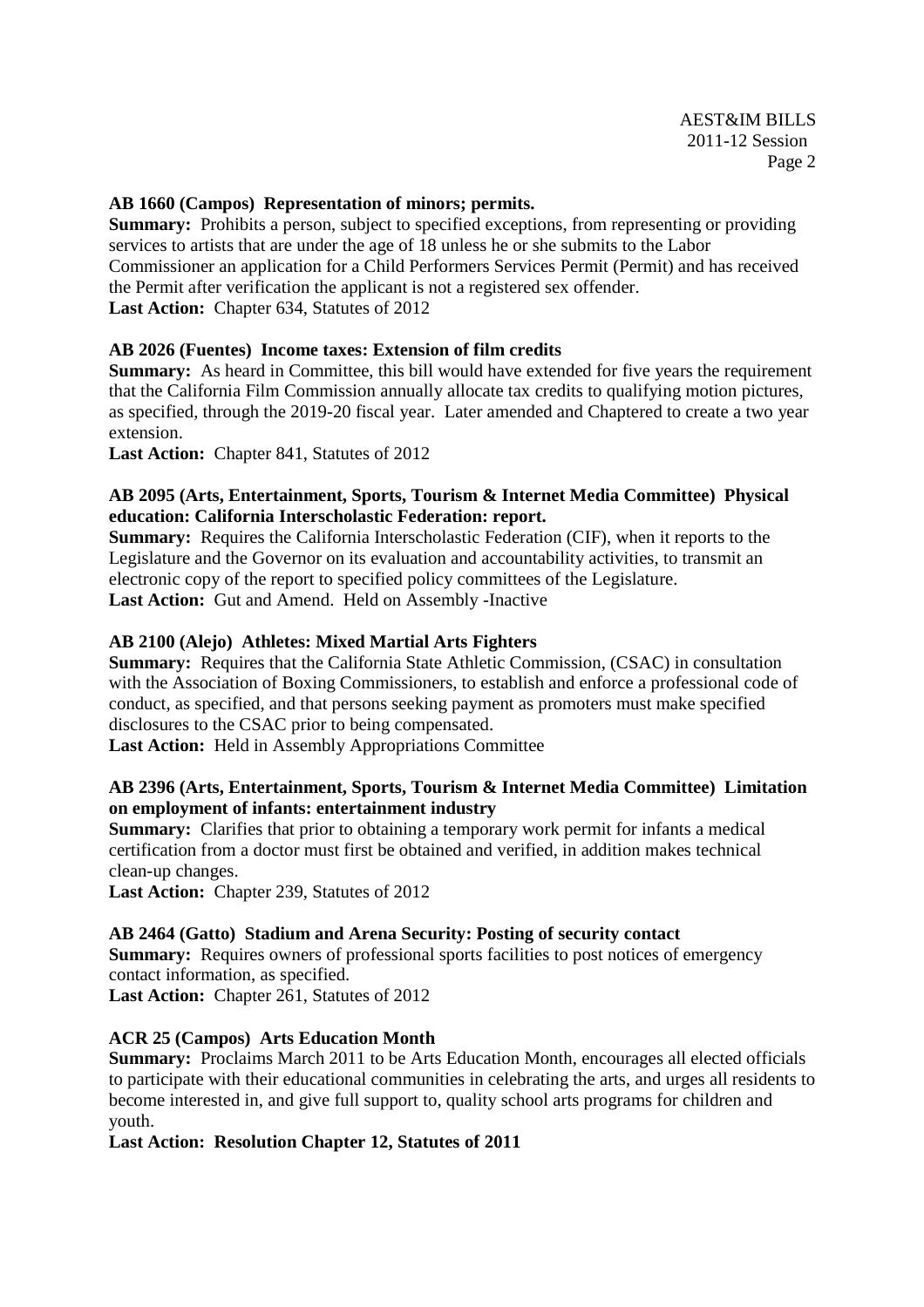**AB 1660 (Campos) Representation of minors; permits.**
**Summary:** Prohibits a person, subject to specified exceptions, from representing or providing services to artists that are under the age of 18 unless he or she submits to the Labor Commissioner an application for a Child Performers Services Permit (Permit) and has received the Permit after verification the applicant is not a registered sex offender.
**Last Action:** Chapter 634, Statutes of 2012

**AB 2026 (Fuentes) Income taxes: Extension of film credits**
**Summary:** As heard in Committee, this bill would have extended for five years the requirement that the California Film Commission annually allocate tax credits to qualifying motion pictures, as specified, through the 2019-20 fiscal year. Later amended and Chaptered to create a two year extension.
**Last Action:** Chapter 841, Statutes of 2012

**AB 2095 (Arts, Entertainment, Sports, Tourism & Internet Media Committee) Physical education: California Interscholastic Federation: report.**
**Summary:** Requires the California Interscholastic Federation (CIF), when it reports to the Legislature and the Governor on its evaluation and accountability activities, to transmit an electronic copy of the report to specified policy committees of the Legislature.
**Last Action:** Gut and Amend. Held on Assembly -Inactive

**AB 2100 (Alejo) Athletes: Mixed Martial Arts Fighters**
**Summary:** Requires that the California State Athletic Commission, (CSAC) in consultation with the Association of Boxing Commissioners, to establish and enforce a professional code of conduct, as specified, and that persons seeking payment as promoters must make specified disclosures to the CSAC prior to being compensated.
**Last Action:** Held in Assembly Appropriations Committee

**AB 2396 (Arts, Entertainment, Sports, Tourism & Internet Media Committee) Limitation on employment of infants: entertainment industry**
**Summary:** Clarifies that prior to obtaining a temporary work permit for infants a medical certification from a doctor must first be obtained and verified, in addition makes technical clean-up changes.
**Last Action:** Chapter 239, Statutes of 2012

**AB 2464 (Gatto) Stadium and Arena Security: Posting of security contact**
**Summary:** Requires owners of professional sports facilities to post notices of emergency contact information, as specified.
**Last Action:** Chapter 261, Statutes of 2012

**ACR 25 (Campos) Arts Education Month**
**Summary:** Proclaims March 2011 to be Arts Education Month, encourages all elected officials to participate with their educational communities in celebrating the arts, and urges all residents to become interested in, and give full support to, quality school arts programs for children and youth.
**Last Action: Resolution Chapter 12, Statutes of 2011**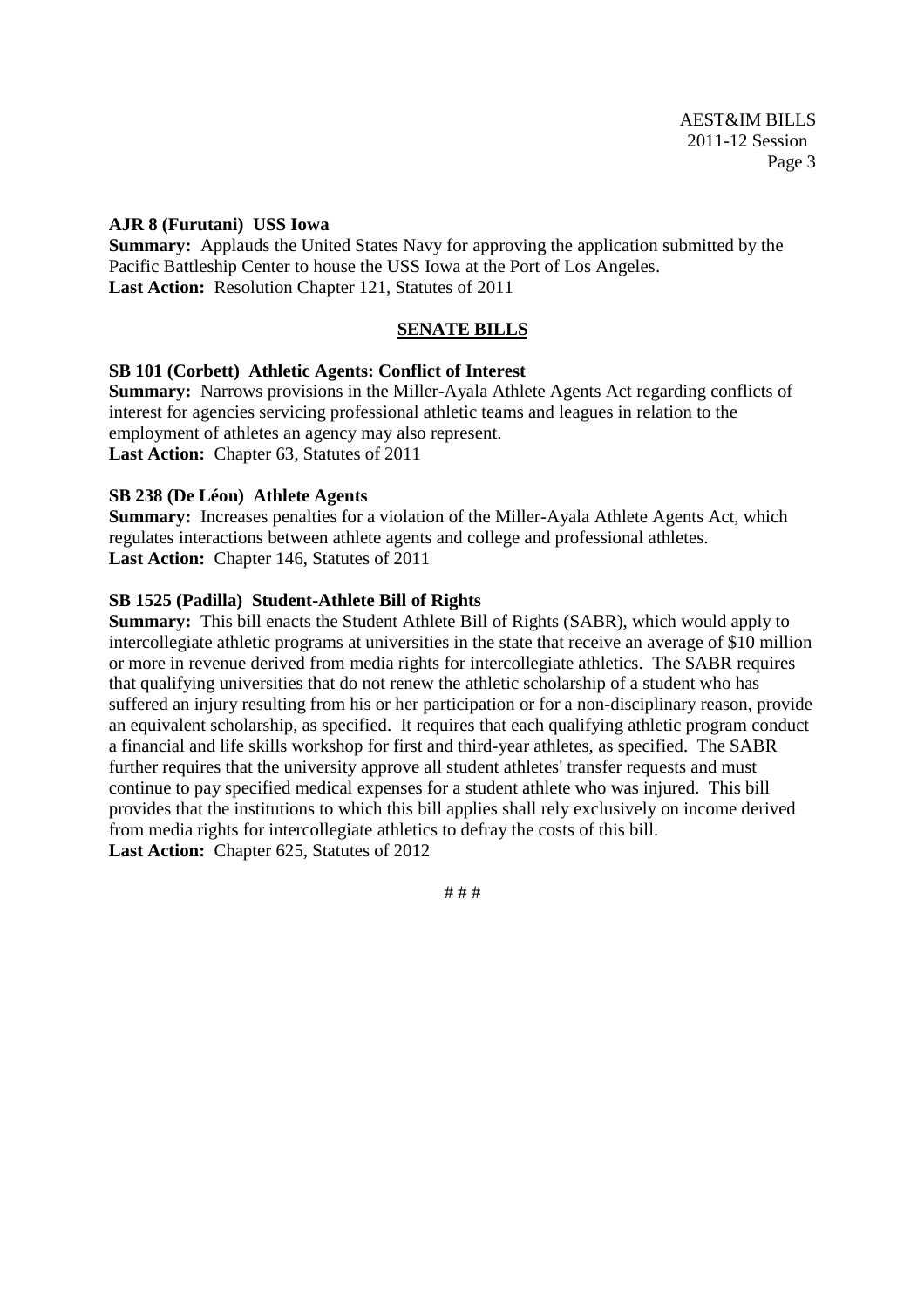**AJR 8 (Furutani) USS Iowa**
**Summary:** Applauds the United States Navy for approving the application submitted by the Pacific Battleship Center to house the USS Iowa at the Port of Los Angeles.
**Last Action:** Resolution Chapter 121, Statutes of 2011

## SENATE BILLS

**SB 101 (Corbett) Athletic Agents: Conflict of Interest**
**Summary:** Narrows provisions in the Miller-Ayala Athlete Agents Act regarding conflicts of interest for agencies servicing professional athletic teams and leagues in relation to the employment of athletes an agency may also represent.
**Last Action:** Chapter 63, Statutes of 2011

**SB 238 (De Léon) Athlete Agents**
**Summary:** Increases penalties for a violation of the Miller-Ayala Athlete Agents Act, which regulates interactions between athlete agents and college and professional athletes.
**Last Action:** Chapter 146, Statutes of 2011

**SB 1525 (Padilla) Student-Athlete Bill of Rights**
**Summary:** This bill enacts the Student Athlete Bill of Rights (SABR), which would apply to intercollegiate athletic programs at universities in the state that receive an average of $10 million or more in revenue derived from media rights for intercollegiate athletics. The SABR requires that qualifying universities that do not renew the athletic scholarship of a student who has suffered an injury resulting from his or her participation or for a non-disciplinary reason, provide an equivalent scholarship, as specified. It requires that each qualifying athletic program conduct a financial and life skills workshop for first and third-year athletes, as specified. The SABR further requires that the university approve all student athletes' transfer requests and must continue to pay specified medical expenses for a student athlete who was injured. This bill provides that the institutions to which this bill applies shall rely exclusively on income derived from media rights for intercollegiate athletics to defray the costs of this bill.
**Last Action:** Chapter 625, Statutes of 2012

# # #